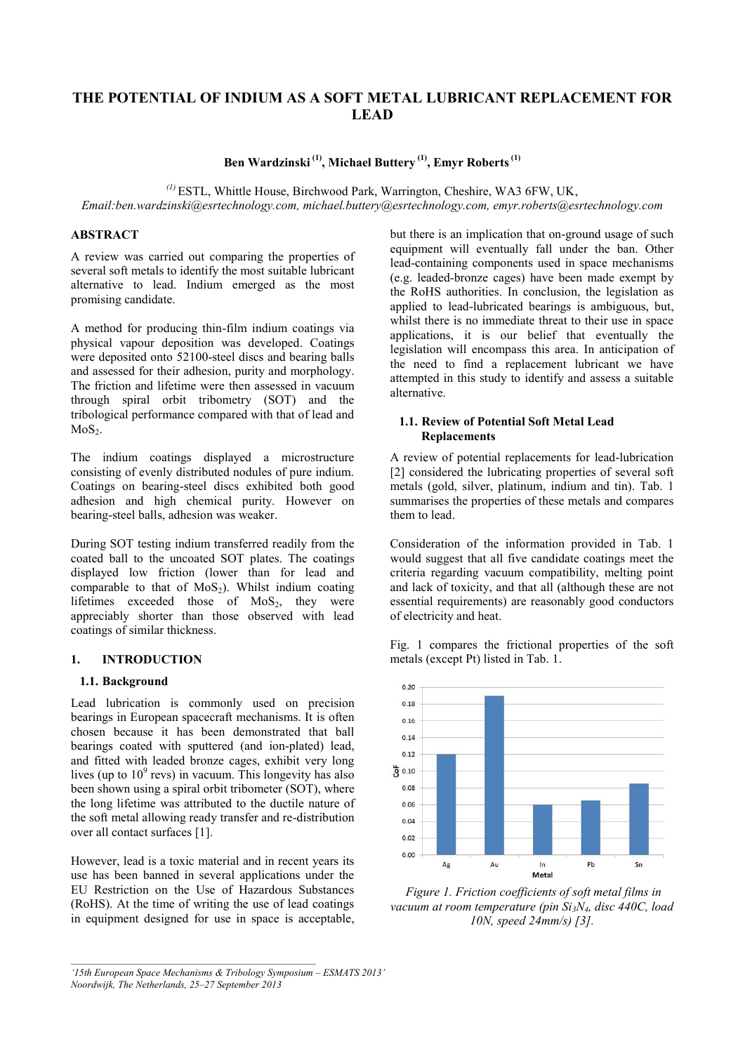# THE POTENTIAL OF INDIUM AS A SOFT METAL LUBRICANT REPLACEMENT FOR LEAD

**Ben Wardzinski [1], Michael Buttery [1], Emyr Roberts [1]**

[1] ESTL, Whittle House, Birchwood Park, Warrington, Cheshire, WA3 6FW, UK,
*Email:ben.wardzinski@esrtechnology.com, michael.buttery@esrtechnology.com, emyr.roberts@esrtechnology.com*

## ABSTRACT

A review was carried out comparing the properties of several soft metals to identify the most suitable lubricant alternative to lead. Indium emerged as the most promising candidate.

A method for producing thin-film indium coatings via physical vapour deposition was developed. Coatings were deposited onto 52100-steel discs and bearing balls and assessed for their adhesion, purity and morphology. The friction and lifetime were then assessed in vacuum through spiral orbit tribometry (SOT) and the tribological performance compared with that of lead and $MoS_2$.

The indium coatings displayed a microstructure consisting of evenly distributed nodules of pure indium. Coatings on bearing-steel discs exhibited both good adhesion and high chemical purity. However on bearing-steel balls, adhesion was weaker.

During SOT testing indium transferred readily from the coated ball to the uncoated SOT plates. The coatings displayed low friction (lower than for lead and comparable to that of $MoS_2$). Whilst indium coating lifetimes exceeded those of $MoS_2$, they were appreciably shorter than those observed with lead coatings of similar thickness.

## 1. INTRODUCTION

### 1.1. Background

Lead lubrication is commonly used on precision bearings in European spacecraft mechanisms. It is often chosen because it has been demonstrated that ball bearings coated with sputtered (and ion-plated) lead, and fitted with leaded bronze cages, exhibit very long lives (up to $10^9$ revs) in vacuum. This longevity has also been shown using a spiral orbit tribometer (SOT), where the long lifetime was attributed to the ductile nature of the soft metal allowing ready transfer and re-distribution over all contact surfaces [1].

However, lead is a toxic material and in recent years its use has been banned in several applications under the EU Restriction on the Use of Hazardous Substances (RoHS). At the time of writing the use of lead coatings in equipment designed for use in space is acceptable, but there is an implication that on-ground usage of such equipment will eventually fall under the ban. Other lead-containing components used in space mechanisms (e.g. leaded-bronze cages) have been made exempt by the RoHS authorities. In conclusion, the legislation as applied to lead-lubricated bearings is ambiguous, but, whilst there is no immediate threat to their use in space applications, it is our belief that eventually the legislation will encompass this area. In anticipation of the need to find a replacement lubricant we have attempted in this study to identify and assess a suitable alternative.

### 1.1. Review of Potential Soft Metal Lead Replacements

A review of potential replacements for lead-lubrication [2] considered the lubricating properties of several soft metals (gold, silver, platinum, indium and tin). Tab. 1 summarises the properties of these metals and compares them to lead.

Consideration of the information provided in Tab. 1 would suggest that all five candidate coatings meet the criteria regarding vacuum compatibility, melting point and lack of toxicity, and that all (although these are not essential requirements) are reasonably good conductors of electricity and heat.

Fig. 1 compares the frictional properties of the soft metals (except Pt) listed in Tab. 1.

*Figure 1. Friction coefficients of soft metal films in vacuum at room temperature (pin $Si_3N_4$, disc 440C, load 10N, speed 24mm/s) [3].*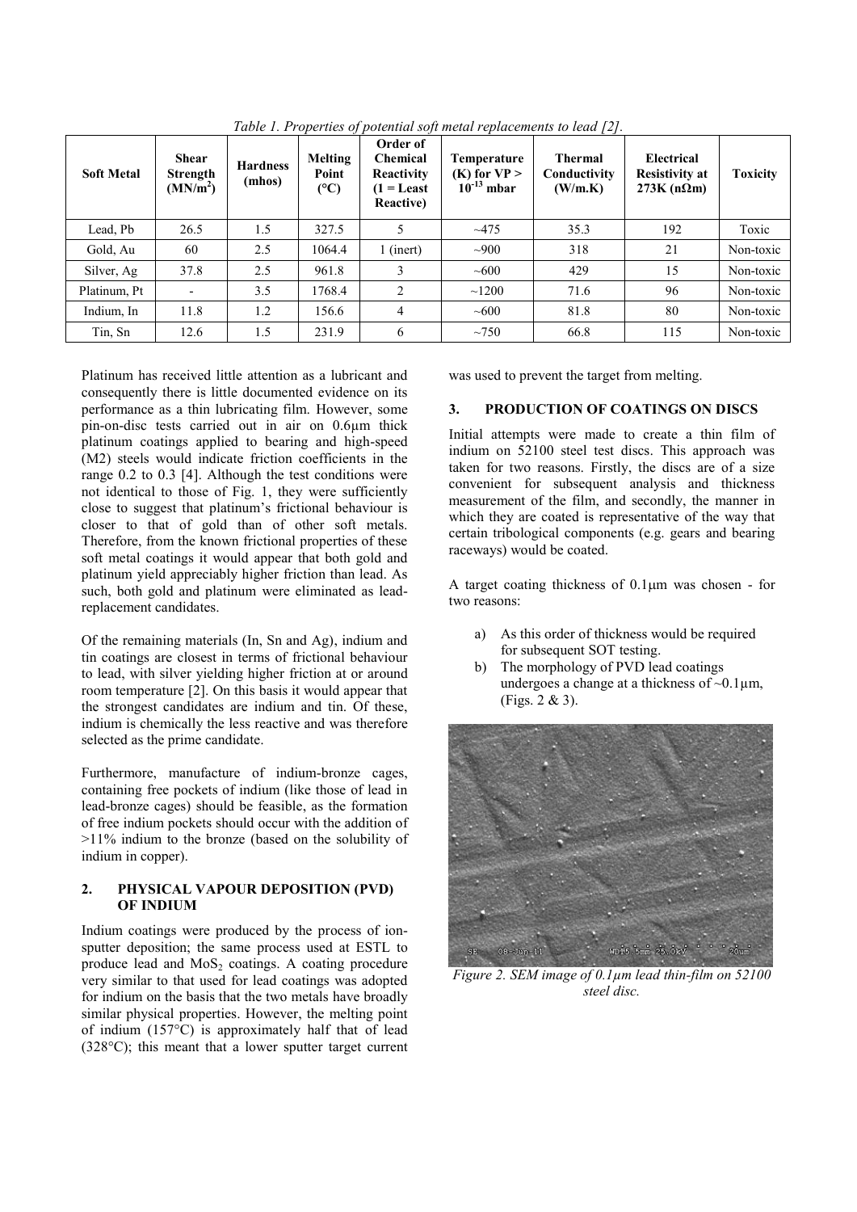*Table 1. Properties of potential soft metal replacements to lead [2].*

| Soft Metal | Shear Strength ($MN/m^2$) | Hardness (mhos) | Melting Point (°C) | Order of Chemical Reactivity (1 = Least Reactive) | Temperature (K) for VP > $10^{-13}$ mbar | Thermal Conductivity (W/m.K) | Electrical Resistivity at 273K (nΩm) | Toxicity |
|---|---|---|---|---|---|---|---|---|
| Lead, Pb | 26.5 | 1.5 | 327.5 | 5 | ~475 | 35.3 | 192 | Toxic |
| Gold, Au | 60 | 2.5 | 1064.4 | 1 (inert) | ~900 | 318 | 21 | Non-toxic |
| Silver, Ag | 37.8 | 2.5 | 961.8 | 3 | ~600 | 429 | 15 | Non-toxic |
| Platinum, Pt | - | 3.5 | 1768.4 | 2 | ~1200 | 71.6 | 96 | Non-toxic |
| Indium, In | 11.8 | 1.2 | 156.6 | 4 | ~600 | 81.8 | 80 | Non-toxic |
| Tin, Sn | 12.6 | 1.5 | 231.9 | 6 | ~750 | 66.8 | 115 | Non-toxic |

Platinum has received little attention as a lubricant and consequently there is little documented evidence on its performance as a thin lubricating film. However, some pin-on-disc tests carried out in air on 0.6μm thick platinum coatings applied to bearing and high-speed (M2) steels would indicate friction coefficients in the range 0.2 to 0.3 [4]. Although the test conditions were not identical to those of Fig. 1, they were sufficiently close to suggest that platinum's frictional behaviour is closer to that of gold than of other soft metals. Therefore, from the known frictional properties of these soft metal coatings it would appear that both gold and platinum yield appreciably higher friction than lead. As such, both gold and platinum were eliminated as lead-replacement candidates.

Of the remaining materials (In, Sn and Ag), indium and tin coatings are closest in terms of frictional behaviour to lead, with silver yielding higher friction at or around room temperature [2]. On this basis it would appear that the strongest candidates are indium and tin. Of these, indium is chemically the less reactive and was therefore selected as the prime candidate.

Furthermore, manufacture of indium-bronze cages, containing free pockets of indium (like those of lead in lead-bronze cages) should be feasible, as the formation of free indium pockets should occur with the addition of >11% indium to the bronze (based on the solubility of indium in copper).

## 2. PHYSICAL VAPOUR DEPOSITION (PVD) OF INDIUM

Indium coatings were produced by the process of ion-sputter deposition; the same process used at ESTL to produce lead and $MoS_2$ coatings. A coating procedure very similar to that used for lead coatings was adopted for indium on the basis that the two metals have broadly similar physical properties. However, the melting point of indium (157°C) is approximately half that of lead (328°C); this meant that a lower sputter target current was used to prevent the target from melting.

## 3. PRODUCTION OF COATINGS ON DISCS

Initial attempts were made to create a thin film of indium on 52100 steel test discs. This approach was taken for two reasons. Firstly, the discs are of a size convenient for subsequent analysis and thickness measurement of the film, and secondly, the manner in which they are coated is representative of the way that certain tribological components (e.g. gears and bearing raceways) would be coated.

A target coating thickness of 0.1μm was chosen - for two reasons:

a) As this order of thickness would be required for subsequent SOT testing.
b) The morphology of PVD lead coatings undergoes a change at a thickness of ~0.1μm, (Figs. 2 & 3).

*Figure 2. SEM image of 0.1μm lead thin-film on 52100 steel disc.*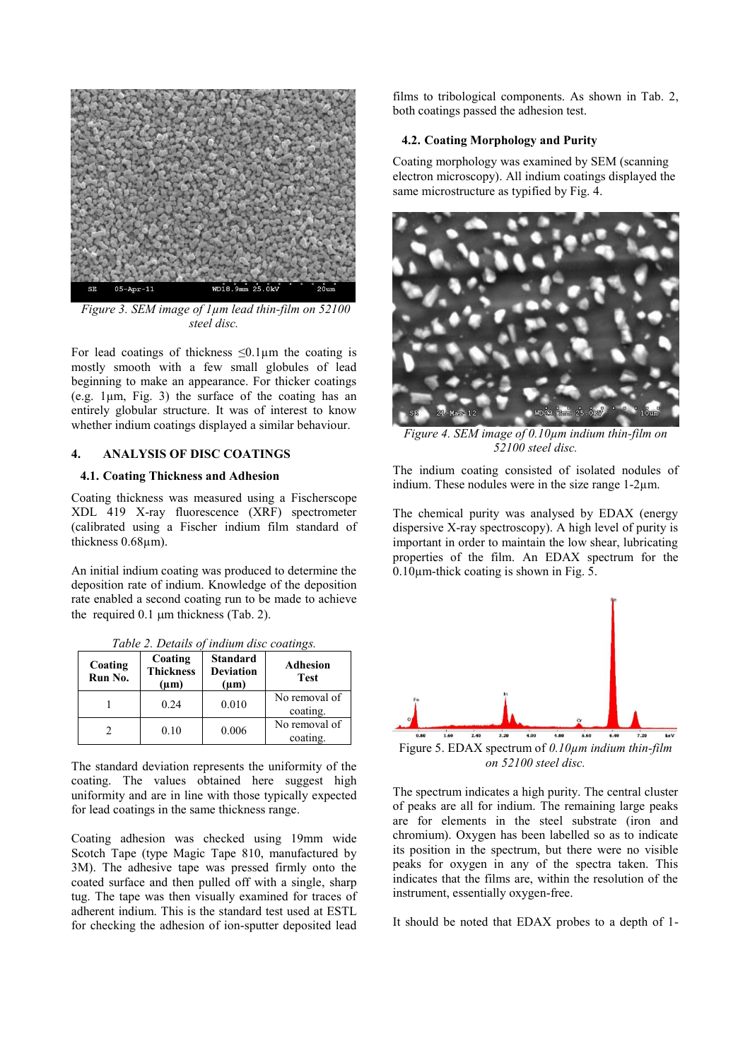Figure 3. SEM image of 1μm lead thin-film on 52100 steel disc.

For lead coatings of thickness ≤0.1μm the coating is mostly smooth with a few small globules of lead beginning to make an appearance. For thicker coatings (e.g. 1μm, Fig. 3) the surface of the coating has an entirely globular structure. It was of interest to know whether indium coatings displayed a similar behaviour.

## 4. ANALYSIS OF DISC COATINGS

### 4.1. Coating Thickness and Adhesion

Coating thickness was measured using a Fischerscope XDL 419 X-ray fluorescence (XRF) spectrometer (calibrated using a Fischer indium film standard of thickness 0.68μm).

An initial indium coating was produced to determine the deposition rate of indium. Knowledge of the deposition rate enabled a second coating run to be made to achieve the required 0.1 μm thickness (Tab. 2).

*Table 2. Details of indium disc coatings.*

| Coating Run No. | Coating Thickness (μm) | Standard Deviation (μm) | Adhesion Test |
| --- | --- | --- | --- |
| 1 | 0.24 | 0.010 | No removal of coating. |
| 2 | 0.10 | 0.006 | No removal of coating. |

The standard deviation represents the uniformity of the coating. The values obtained here suggest high uniformity and are in line with those typically expected for lead coatings in the same thickness range.

Coating adhesion was checked using 19mm wide Scotch Tape (type Magic Tape 810, manufactured by 3M). The adhesive tape was pressed firmly onto the coated surface and then pulled off with a single, sharp tug. The tape was then visually examined for traces of adherent indium. This is the standard test used at ESTL for checking the adhesion of ion-sputter deposited lead films to tribological components. As shown in Tab. 2, both coatings passed the adhesion test.

### 4.2. Coating Morphology and Purity

Coating morphology was examined by SEM (scanning electron microscopy). All indium coatings displayed the same microstructure as typified by Fig. 4.

Figure 4. SEM image of 0.10μm indium thin-film on 52100 steel disc.

The indium coating consisted of isolated nodules of indium. These nodules were in the size range 1-2μm.

The chemical purity was analysed by EDAX (energy dispersive X-ray spectroscopy). A high level of purity is important in order to maintain the low shear, lubricating properties of the film. An EDAX spectrum for the 0.10μm-thick coating is shown in Fig. 5.

Figure 5. EDAX spectrum of 0.10μm indium thin-film on 52100 steel disc.

The spectrum indicates a high purity. The central cluster of peaks are all for indium. The remaining large peaks are for elements in the steel substrate (iron and chromium). Oxygen has been labelled so as to indicate its position in the spectrum, but there were no visible peaks for oxygen in any of the spectra taken. This indicates that the films are, within the resolution of the instrument, essentially oxygen-free.

It should be noted that EDAX probes to a depth of 1-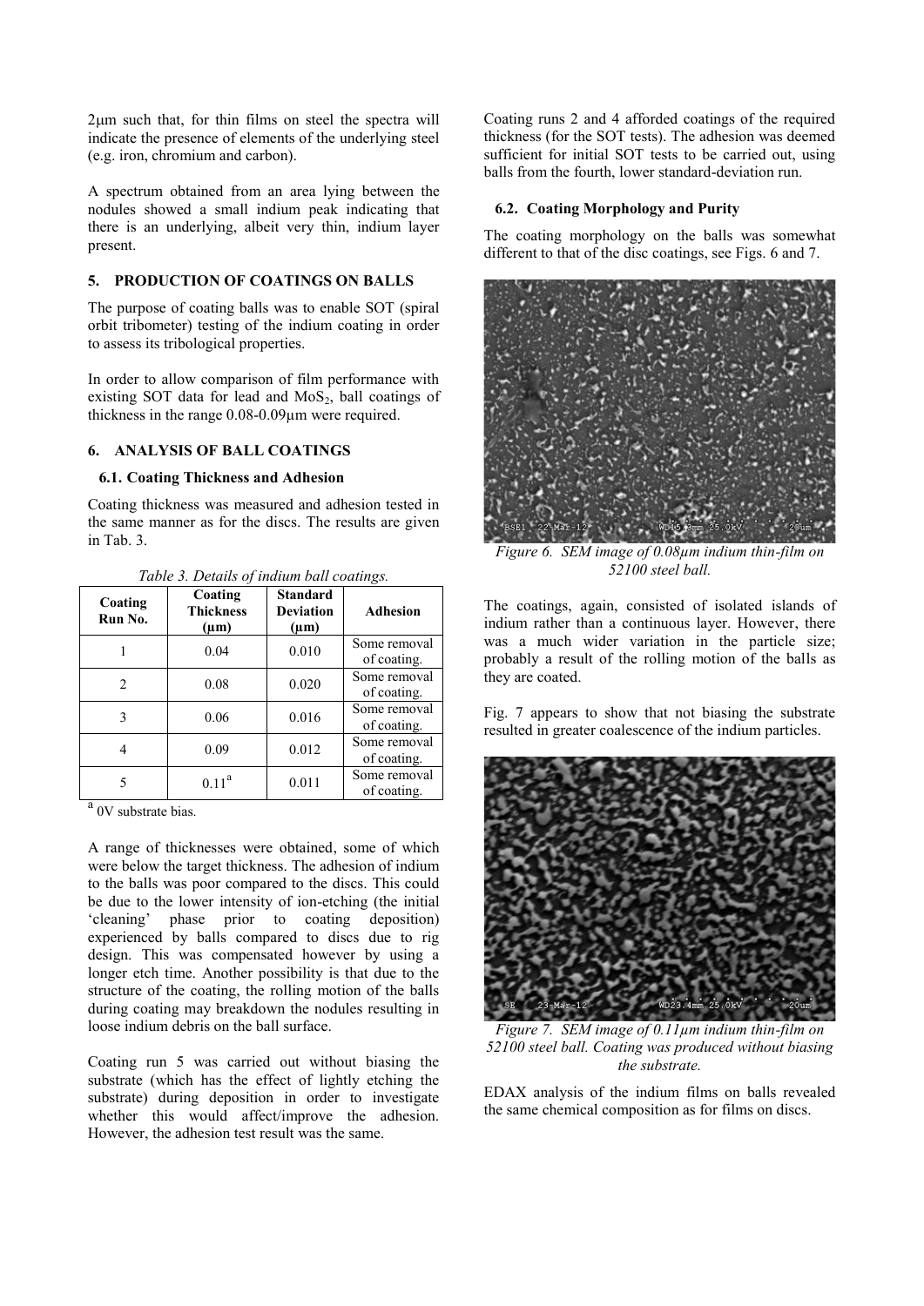2μm such that, for thin films on steel the spectra will indicate the presence of elements of the underlying steel (e.g. iron, chromium and carbon).

A spectrum obtained from an area lying between the nodules showed a small indium peak indicating that there is an underlying, albeit very thin, indium layer present.

## 5. PRODUCTION OF COATINGS ON BALLS

The purpose of coating balls was to enable SOT (spiral orbit tribometer) testing of the indium coating in order to assess its tribological properties.

In order to allow comparison of film performance with existing SOT data for lead and $MoS_2$, ball coatings of thickness in the range 0.08-0.09μm were required.

## 6. ANALYSIS OF BALL COATINGS

### 6.1. Coating Thickness and Adhesion

Coating thickness was measured and adhesion tested in the same manner as for the discs. The results are given in Tab. 3.

*Table 3. Details of indium ball coatings.*

| Coating Run No. | Coating Thickness (μm) | Standard Deviation (μm) | Adhesion |
|---|---|---|---|
| 1 | 0.04 | 0.010 | Some removal of coating. |
| 2 | 0.08 | 0.020 | Some removal of coating. |
| 3 | 0.06 | 0.016 | Some removal of coating. |
| 4 | 0.09 | 0.012 | Some removal of coating. |
| 5 | 0.11[a] | 0.011 | Some removal of coating. |

[a] 0V substrate bias.

A range of thicknesses were obtained, some of which were below the target thickness. The adhesion of indium to the balls was poor compared to the discs. This could be due to the lower intensity of ion-etching (the initial 'cleaning' phase prior to coating deposition) experienced by balls compared to discs due to rig design. This was compensated however by using a longer etch time. Another possibility is that due to the structure of the coating, the rolling motion of the balls during coating may breakdown the nodules resulting in loose indium debris on the ball surface.

Coating run 5 was carried out without biasing the substrate (which has the effect of lightly etching the substrate) during deposition in order to investigate whether this would affect/improve the adhesion. However, the adhesion test result was the same.

Coating runs 2 and 4 afforded coatings of the required thickness (for the SOT tests). The adhesion was deemed sufficient for initial SOT tests to be carried out, using balls from the fourth, lower standard-deviation run.

### 6.2. Coating Morphology and Purity

The coating morphology on the balls was somewhat different to that of the disc coatings, see Figs. 6 and 7.

*Figure 6. SEM image of 0.08μm indium thin-film on 52100 steel ball.*

The coatings, again, consisted of isolated islands of indium rather than a continuous layer. However, there was a much wider variation in the particle size; probably a result of the rolling motion of the balls as they are coated.

Fig. 7 appears to show that not biasing the substrate resulted in greater coalescence of the indium particles.

*Figure 7. SEM image of 0.11μm indium thin-film on 52100 steel ball. Coating was produced without biasing the substrate.*

EDAX analysis of the indium films on balls revealed the same chemical composition as for films on discs.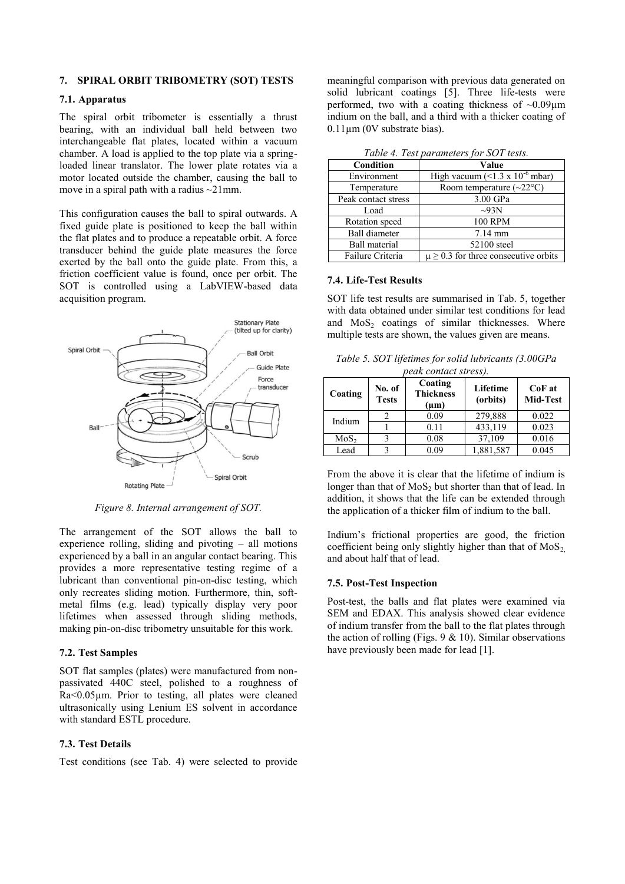## 7. SPIRAL ORBIT TRIBOMETRY (SOT) TESTS

### 7.1. Apparatus

The spiral orbit tribometer is essentially a thrust bearing, with an individual ball held between two interchangeable flat plates, located within a vacuum chamber. A load is applied to the top plate via a spring-loaded linear translator. The lower plate rotates via a motor located outside the chamber, causing the ball to move in a spiral path with a radius ~21mm.

This configuration causes the ball to spiral outwards. A fixed guide plate is positioned to keep the ball within the flat plates and to produce a repeatable orbit. A force transducer behind the guide plate measures the force exerted by the ball onto the guide plate. From this, a friction coefficient value is found, once per orbit. The SOT is controlled using a LabVIEW-based data acquisition program.

*Figure 8. Internal arrangement of SOT.*

The arrangement of the SOT allows the ball to experience rolling, sliding and pivoting – all motions experienced by a ball in an angular contact bearing. This provides a more representative testing regime of a lubricant than conventional pin-on-disc testing, which only recreates sliding motion. Furthermore, thin, soft-metal films (e.g. lead) typically display very poor lifetimes when assessed through sliding methods, making pin-on-disc tribometry unsuitable for this work.

### 7.2. Test Samples

SOT flat samples (plates) were manufactured from non-passivated 440C steel, polished to a roughness of Ra<0.05µm. Prior to testing, all plates were cleaned ultrasonically using Lenium ES solvent in accordance with standard ESTL procedure.

### 7.3. Test Details

Test conditions (see Tab. 4) were selected to provide meaningful comparison with previous data generated on solid lubricant coatings [5]. Three life-tests were performed, two with a coating thickness of ~0.09µm indium on the ball, and a third with a thicker coating of 0.11µm (0V substrate bias).

*Table 4. Test parameters for SOT tests.*

| Condition | Value |
|---|---|
| Environment | High vacuum (<1.3 x $10^{-6}$ mbar) |
| Temperature | Room temperature (~22°C) |
| Peak contact stress | 3.00 GPa |
| Load | ~93N |
| Rotation speed | 100 RPM |
| Ball diameter | 7.14 mm |
| Ball material | 52100 steel |
| Failure Criteria | $\mu \geq 0.3$ for three consecutive orbits |

### 7.4. Life-Test Results

SOT life test results are summarised in Tab. 5, together with data obtained under similar test conditions for lead and $MoS_2$ coatings of similar thicknesses. Where multiple tests are shown, the values given are means.

*Table 5. SOT lifetimes for solid lubricants (3.00GPa peak contact stress).*

| Coating | No. of Tests | Coating Thickness (µm) | Lifetime (orbits) | CoF at Mid-Test |
|---|---|---|---|---|
| Indium | 2 | 0.09 | 279,888 | 0.022 |
| | 1 | 0.11 | 433,119 | 0.023 |
| $MoS_2$ | 3 | 0.08 | 37,109 | 0.016 |
| Lead | 3 | 0.09 | 1,881,587 | 0.045 |

From the above it is clear that the lifetime of indium is longer than that of $MoS_2$ but shorter than that of lead. In addition, it shows that the life can be extended through the application of a thicker film of indium to the ball.

Indium's frictional properties are good, the friction coefficient being only slightly higher than that of $MoS_2$, and about half that of lead.

### 7.5. Post-Test Inspection

Post-test, the balls and flat plates were examined via SEM and EDAX. This analysis showed clear evidence of indium transfer from the ball to the flat plates through the action of rolling (Figs. 9 & 10). Similar observations have previously been made for lead [1].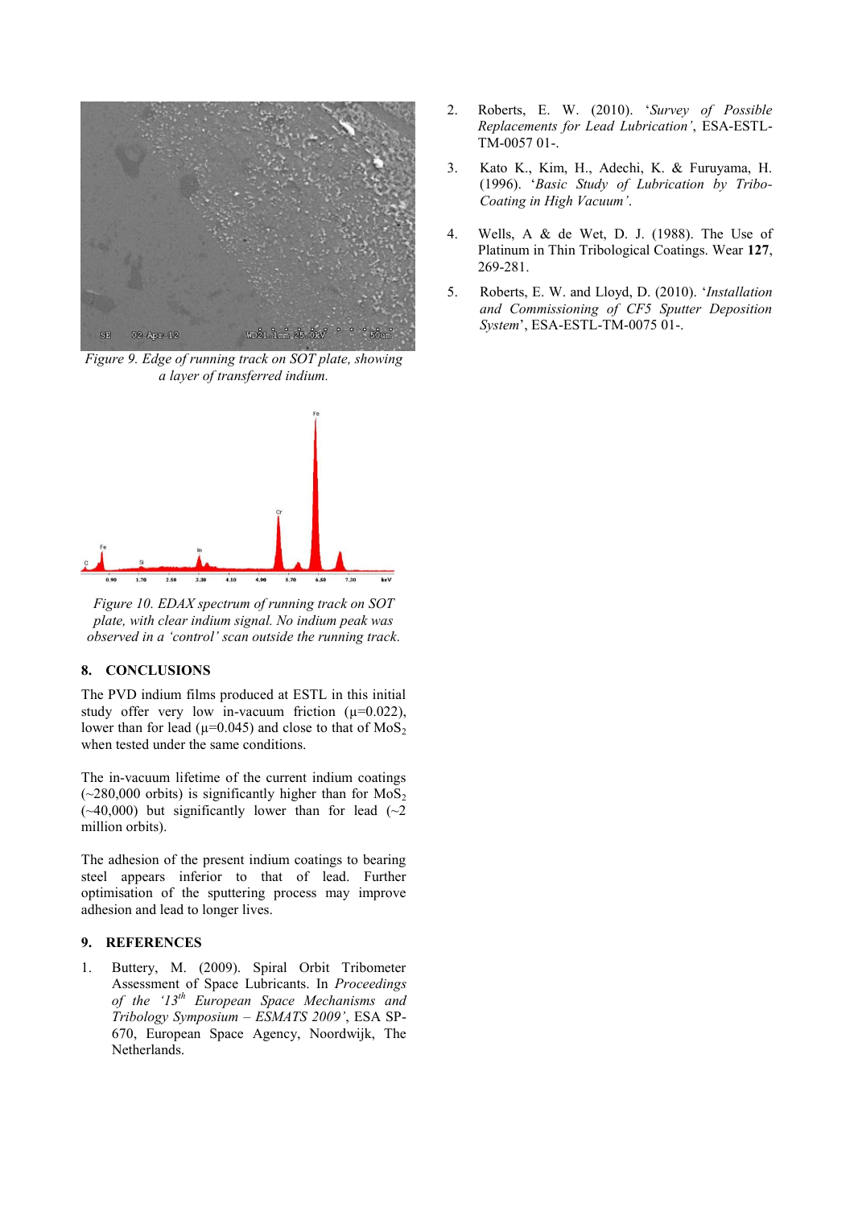SE 02-Apr-12 WD21.1mm 25.0kV 50µm

Figure 9. Edge of running track on SOT plate, showing a layer of transferred indium.

Fe

Cr

Fe

In

Si

C

0.90 1.70 2.50 3.30 4.10 4.90 5.70 6.50 7.30 keV

Figure 10. EDAX spectrum of running track on SOT plate, with clear indium signal. No indium peak was observed in a 'control' scan outside the running track.

## 8. CONCLUSIONS

The PVD indium films produced at ESTL in this initial study offer very low in-vacuum friction ($\mu$=0.022), lower than for lead ($\mu$=0.045) and close to that of $MoS_2$ when tested under the same conditions.

The in-vacuum lifetime of the current indium coatings (~280,000 orbits) is significantly higher than for $MoS_2$ (~40,000) but significantly lower than for lead (~2 million orbits).

The adhesion of the present indium coatings to bearing steel appears inferior to that of lead. Further optimisation of the sputtering process may improve adhesion and lead to longer lives.

## 9. REFERENCES

1. Buttery, M. (2009). Spiral Orbit Tribometer Assessment of Space Lubricants. In *Proceedings of the '13th European Space Mechanisms and Tribology Symposium – ESMATS 2009'*, ESA SP-670, European Space Agency, Noordwijk, The Netherlands.

2. Roberts, E. W. (2010). '*Survey of Possible Replacements for Lead Lubrication'*, ESA-ESTL-TM-0057 01-.

3. Kato K., Kim, H., Adechi, K. & Furuyama, H. (1996). '*Basic Study of Lubrication by Tribo-Coating in High Vacuum'*.

4. Wells, A & de Wet, D. J. (1988). The Use of Platinum in Thin Tribological Coatings. Wear **127**, 269-281.

5. Roberts, E. W. and Lloyd, D. (2010). '*Installation and Commissioning of CF5 Sputter Deposition System*', ESA-ESTL-TM-0075 01-.